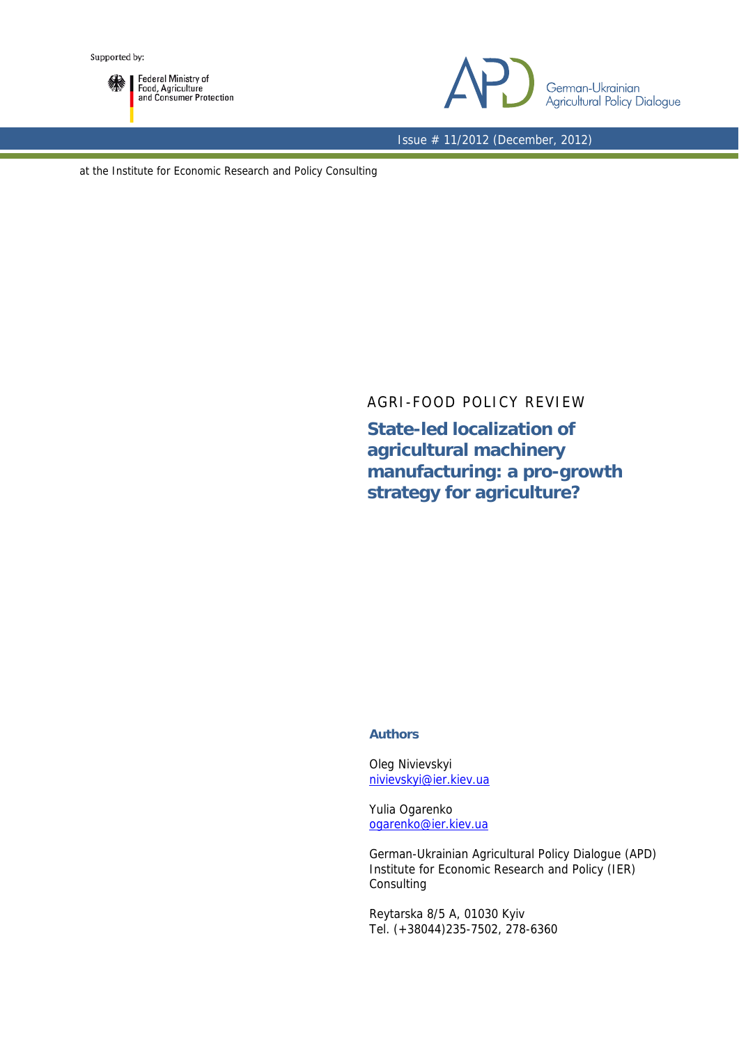Supported by:

Federal Ministry of Food, Agriculture and Consumer Protection

German-Ukrainian Agricultural Policy Dialogue

Issue # 11/2012 (December, 2012)

at the Institute for Economic Research and Policy Consulting

AGRI-FOOD POLICY REVIEW

# State-led localization of agricultural machinery manufacturing: a pro-growth strategy for agriculture?

**Authors**

Oleg Nivievskyi
nivievskyi@ier.kiev.ua

Yulia Ogarenko
ogarenko@ier.kiev.ua

German-Ukrainian Agricultural Policy Dialogue (APD)
Institute for Economic Research and Policy (IER) Consulting

Reytarska 8/5 A, 01030 Kyiv
Tel. (+38044)235-7502, 278-6360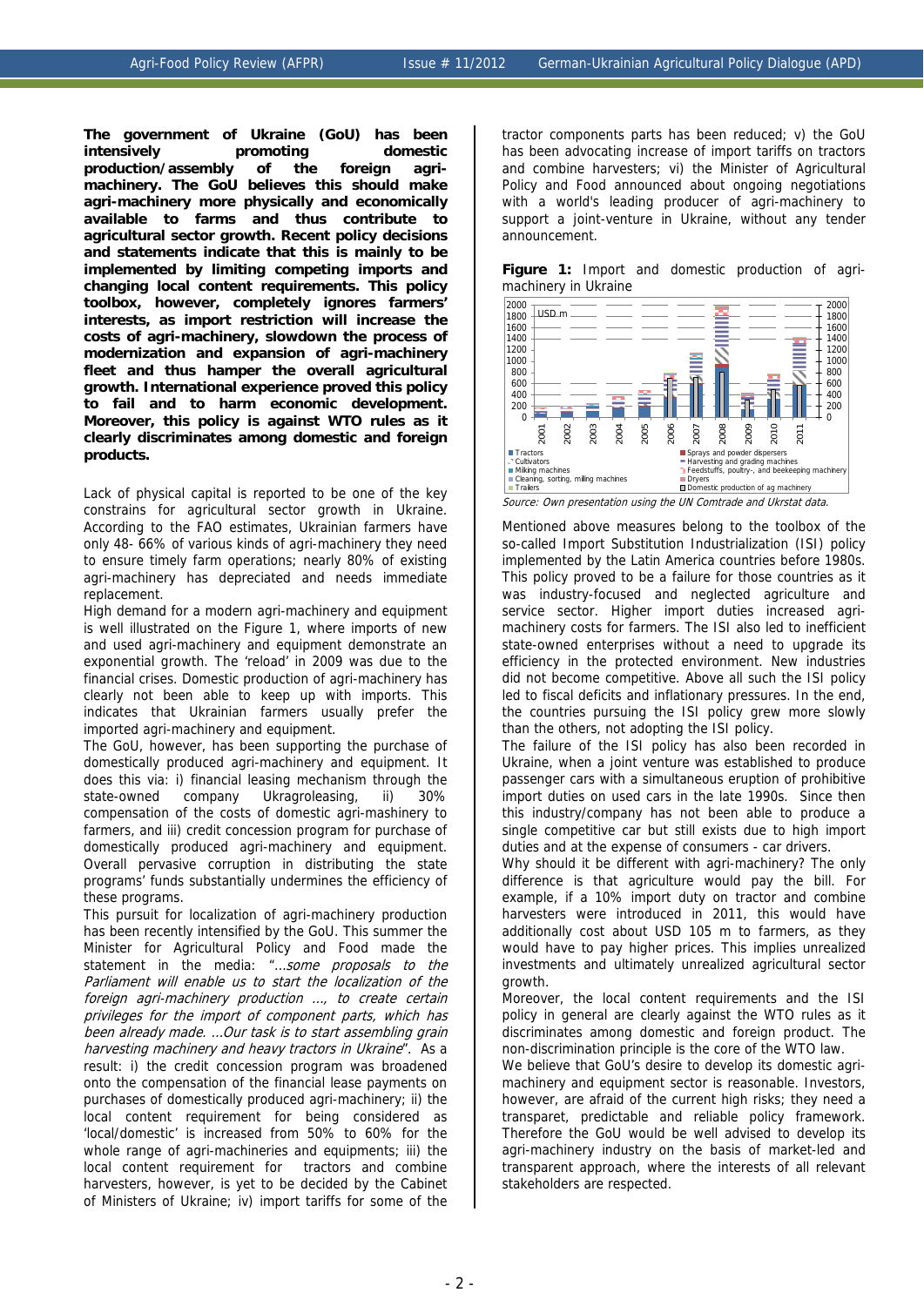**The government of Ukraine (GoU) has been intensively promoting domestic production/assembly of the foreign agri-machinery. The GoU believes this should make agri-machinery more physically and economically available to farms and thus contribute to agricultural sector growth. Recent policy decisions and statements indicate that this is mainly to be implemented by limiting competing imports and changing local content requirements. This policy toolbox, however, completely ignores farmers' interests, as import restriction will increase the costs of agri-machinery, slowdown the process of modernization and expansion of agri-machinery fleet and thus hamper the overall agricultural growth. International experience proved this policy to fail and to harm economic development. Moreover, this policy is against WTO rules as it clearly discriminates among domestic and foreign products.**

Lack of physical capital is reported to be one of the key constrains for agricultural sector growth in Ukraine. According to the FAO estimates, Ukrainian farmers have only 48- 66% of various kinds of agri-machinery they need to ensure timely farm operations; nearly 80% of existing agri-machinery has depreciated and needs immediate replacement.

High demand for a modern agri-machinery and equipment is well illustrated on the Figure 1, where imports of new and used agri-machinery and equipment demonstrate an exponential growth. The 'reload' in 2009 was due to the financial crises. Domestic production of agri-machinery has clearly not been able to keep up with imports. This indicates that Ukrainian farmers usually prefer the imported agri-machinery and equipment.

The GoU, however, has been supporting the purchase of domestically produced agri-machinery and equipment. It does this via: i) financial leasing mechanism through the state-owned company Ukragroleasing, ii) 30% compensation of the costs of domestic agri-mashinery to farmers, and iii) credit concession program for purchase of domestically produced agri-machinery and equipment. Overall pervasive corruption in distributing the state programs' funds substantially undermines the efficiency of these programs.

This pursuit for localization of agri-machinery production has been recently intensified by the GoU. This summer the Minister for Agricultural Policy and Food made the statement in the media: "*…some proposals to the Parliament will enable us to start the localization of the foreign agri-machinery production …, to create certain privileges for the import of component parts, which has been already made. …Our task is to start assembling grain harvesting machinery and heavy tractors in Ukraine*". As a result: i) the credit concession program was broadened onto the compensation of the financial lease payments on purchases of domestically produced agri-machinery; ii) the local content requirement for being considered as 'local/domestic' is increased from 50% to 60% for the whole range of agri-machineries and equipments; iii) the local content requirement for tractors and combine harvesters, however, is yet to be decided by the Cabinet of Ministers of Ukraine; iv) import tariffs for some of the tractor components parts has been reduced; v) the GoU has been advocating increase of import tariffs on tractors and combine harvesters; vi) the Minister of Agricultural Policy and Food announced about ongoing negotiations with a world's leading producer of agri-machinery to support a joint-venture in Ukraine, without any tender announcement.

**Figure 1:** Import and domestic production of agri-machinery in Ukraine

USD m
2000
1800
1600
1400
1200
1000
800
600
400
200
0
2001 2002 2003 2004 2005 2006 2007 2008 2009 2010 2011
Tractors
Cultivators
Milking machines
Cleaning, sorting, milling machines
Trailers
Sprays and powder dispersers
Harvesting and grading machines
Feedstuffs, poultry-, and beekeeping machinery
Dryers
Domestic production of ag machinery

*Source: Own presentation using the UN Comtrade and Ukrstat data.*

Mentioned above measures belong to the toolbox of the so-called Import Substitution Industrialization (ISI) policy implemented by the Latin America countries before 1980s. This policy proved to be a failure for those countries as it was industry-focused and neglected agriculture and service sector. Higher import duties increased agri-machinery costs for farmers. The ISI also led to inefficient state-owned enterprises without a need to upgrade its efficiency in the protected environment. New industries did not become competitive. Above all such the ISI policy led to fiscal deficits and inflationary pressures. In the end, the countries pursuing the ISI policy grew more slowly than the others, not adopting the ISI policy.

The failure of the ISI policy has also been recorded in Ukraine, when a joint venture was established to produce passenger cars with a simultaneous eruption of prohibitive import duties on used cars in the late 1990s. Since then this industry/company has not been able to produce a single competitive car but still exists due to high import duties and at the expense of consumers - car drivers.

Why should it be different with agri-machinery? The only difference is that agriculture would pay the bill. For example, if a 10% import duty on tractor and combine harvesters were introduced in 2011, this would have additionally cost about USD 105 m to farmers, as they would have to pay higher prices. This implies unrealized investments and ultimately unrealized agricultural sector growth.

Moreover, the local content requirements and the ISI policy in general are clearly against the WTO rules as it discriminates among domestic and foreign products. The non-discrimination principle is the core of the WTO law.

We believe that GoU's desire to develop its domestic agri-machinery and equipment sector is reasonable. Investors, however, are afraid of the current high risks; they need a transparet, predictable and reliable policy framework. Therefore the GoU would be well advised to develop its agri-machinery industry on the basis of market-led and transparent approach, where the interests of all relevant stakeholders are respected.